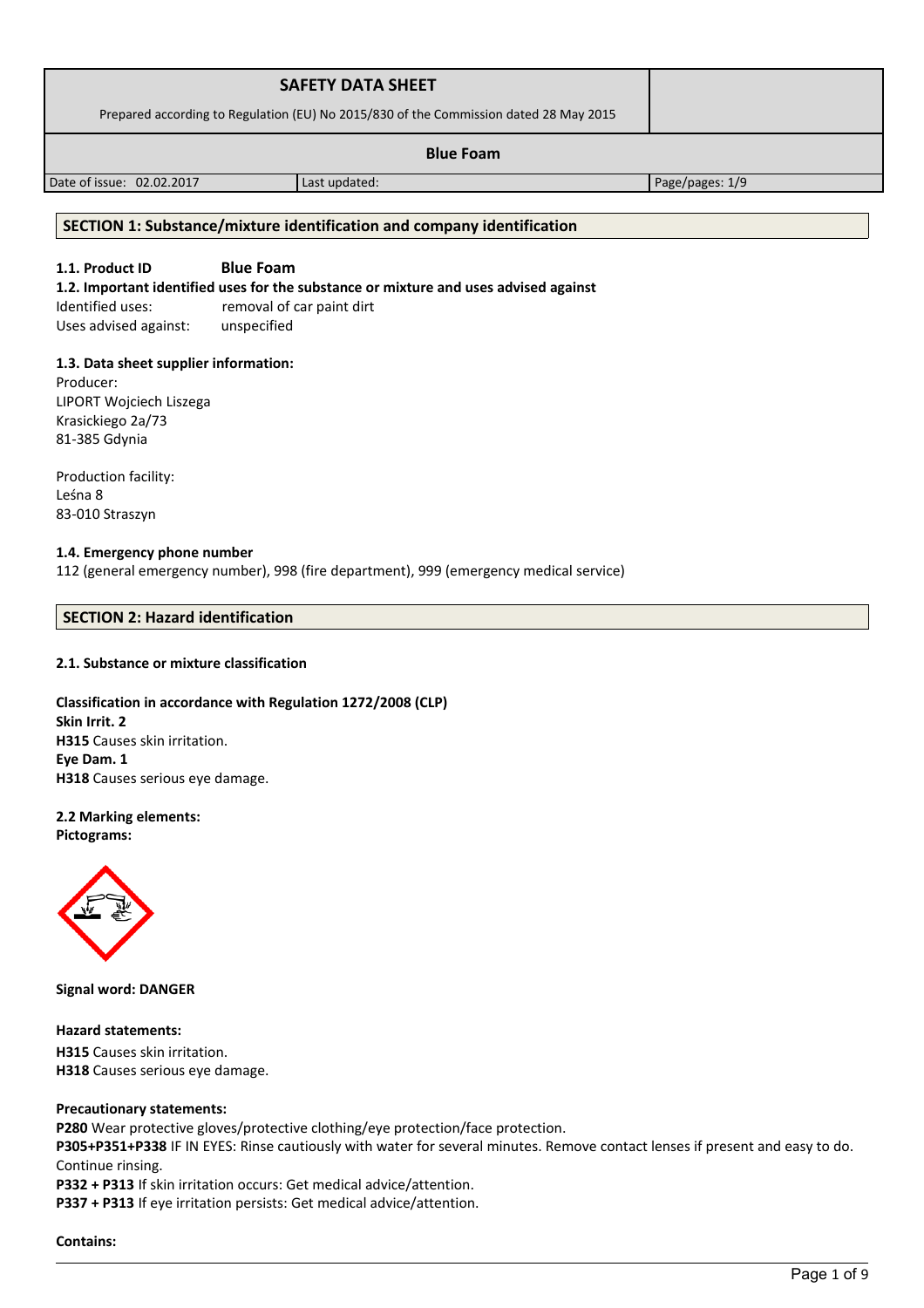| SAFETY DATA SHEET<br>Prepared according to Regulation (EU) No 2015/830 of the Commission dated 28 May 2015 | | |
|---|---|---|
| **Blue Foam** | | |
| Date of issue: 02.02.2017 | Last updated: | Page/pages: 1/9 |

## SECTION 1: Substance/mixture identification and company identification

**1.1. Product ID** **Blue Foam**

**1.2. Important identified uses for the substance or mixture and uses advised against**

Identified uses: removal of car paint dirt

Uses advised against: unspecified

**1.3. Data sheet supplier information:**

Producer:
LIPORT Wojciech Liszega
Krasickiego 2a/73
81-385 Gdynia

Production facility:
Leśna 8
83-010 Straszyn

**1.4. Emergency phone number**

112 (general emergency number), 998 (fire department), 999 (emergency medical service)

## SECTION 2: Hazard identification

**2.1. Substance or mixture classification**

**Classification in accordance with Regulation 1272/2008 (CLP)**
**Skin Irrit. 2**
**H315** Causes skin irritation.
**Eye Dam. 1**
**H318** Causes serious eye damage.

**2.2 Marking elements:**
**Pictograms:**

**Signal word: DANGER**

**Hazard statements:**
**H315** Causes skin irritation.
**H318** Causes serious eye damage.

**Precautionary statements:**
**P280** Wear protective gloves/protective clothing/eye protection/face protection.
**P305+P351+P338** IF IN EYES: Rinse cautiously with water for several minutes. Remove contact lenses if present and easy to do. Continue rinsing.
**P332 + P313** If skin irritation occurs: Get medical advice/attention.
**P337 + P313** If eye irritation persists: Get medical advice/attention.

**Contains:**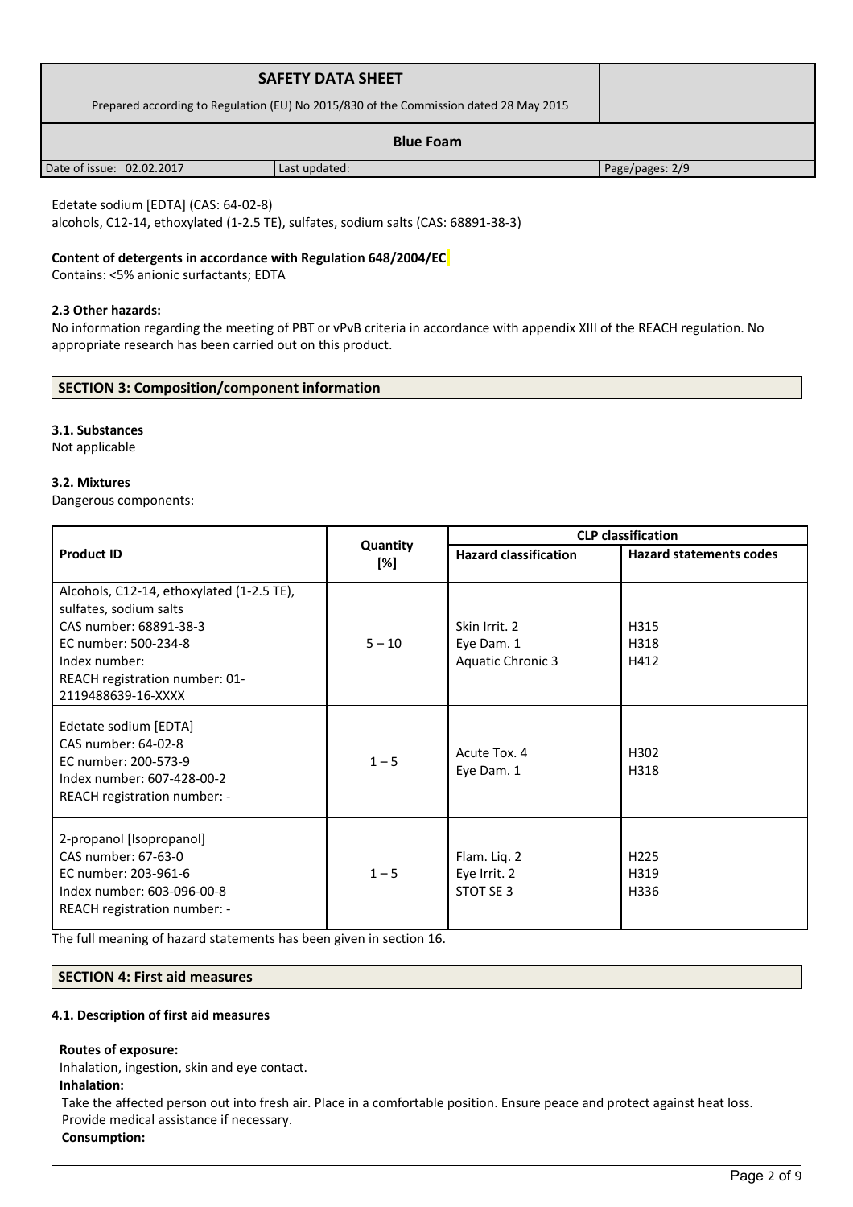Edetate sodium [EDTA] (CAS: 64-02-8)
alcohols, C12-14, ethoxylated (1-2.5 TE), sulfates, sodium salts (CAS: 68891-38-3)

**Content of detergents in accordance with Regulation 648/2004/EC**
Contains: <5% anionic surfactants; EDTA

**2.3 Other hazards:**
No information regarding the meeting of PBT or vPvB criteria in accordance with appendix XIII of the REACH regulation. No appropriate research has been carried out on this product.

## SECTION 3: Composition/component information

**3.1. Substances**
Not applicable

**3.2. Mixtures**
Dangerous components:

| Product ID | Quantity [%] | CLP classification | |
|---|---|---|---|
| | | Hazard classification | Hazard statements codes |
| Alcohols, C12-14, ethoxylated (1-2.5 TE), sulfates, sodium salts<br>CAS number: 68891-38-3<br>EC number: 500-234-8<br>Index number:<br>REACH registration number: 01-2119488639-16-XXXX | 5 – 10 | Skin Irrit. 2<br>Eye Dam. 1<br>Aquatic Chronic 3 | H315<br>H318<br>H412 |
| Edetate sodium [EDTA]<br>CAS number: 64-02-8<br>EC number: 200-573-9<br>Index number: 607-428-00-2<br>REACH registration number: - | 1 – 5 | Acute Tox. 4<br>Eye Dam. 1 | H302<br>H318 |
| 2-propanol [Isopropanol]<br>CAS number: 67-63-0<br>EC number: 203-961-6<br>Index number: 603-096-00-8<br>REACH registration number: - | 1 – 5 | Flam. Liq. 2<br>Eye Irrit. 2<br>STOT SE 3 | H225<br>H319<br>H336 |

The full meaning of hazard statements has been given in section 16.

## SECTION 4: First aid measures

**4.1. Description of first aid measures**

**Routes of exposure:**
Inhalation, ingestion, skin and eye contact.
**Inhalation:**
Take the affected person out into fresh air. Place in a comfortable position. Ensure peace and protect against heat loss. Provide medical assistance if necessary.
**Consumption:**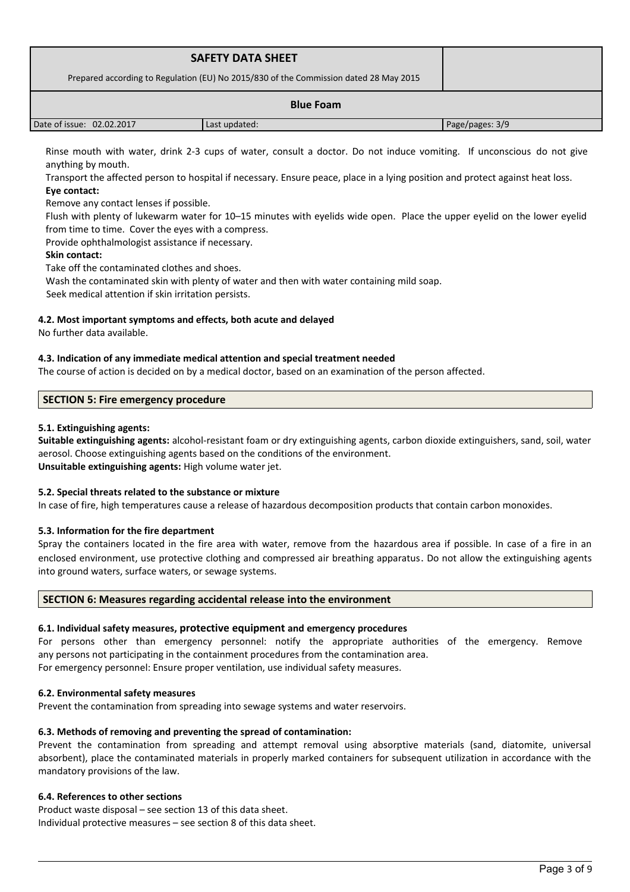Rinse mouth with water, drink 2-3 cups of water, consult a doctor. Do not induce vomiting. If unconscious do not give anything by mouth.

Transport the affected person to hospital if necessary. Ensure peace, place in a lying position and protect against heat loss.

**Eye contact:**

Remove any contact lenses if possible.

Flush with plenty of lukewarm water for 10–15 minutes with eyelids wide open. Place the upper eyelid on the lower eyelid from time to time. Cover the eyes with a compress.

Provide ophthalmologist assistance if necessary.

**Skin contact:**

Take off the contaminated clothes and shoes.

Wash the contaminated skin with plenty of water and then with water containing mild soap.

Seek medical attention if skin irritation persists.

### 4.2. Most important symptoms and effects, both acute and delayed

No further data available.

### 4.3. Indication of any immediate medical attention and special treatment needed

The course of action is decided on by a medical doctor, based on an examination of the person affected.

## SECTION 5: Fire emergency procedure

### 5.1. Extinguishing agents:

**Suitable extinguishing agents:** alcohol-resistant foam or dry extinguishing agents, carbon dioxide extinguishers, sand, soil, water aerosol. Choose extinguishing agents based on the conditions of the environment.

**Unsuitable extinguishing agents:** High volume water jet.

### 5.2. Special threats related to the substance or mixture

In case of fire, high temperatures cause a release of hazardous decomposition products that contain carbon monoxides.

### 5.3. Information for the fire department

Spray the containers located in the fire area with water, remove from the hazardous area if possible. In case of a fire in an enclosed environment, use protective clothing and compressed air breathing apparatus. Do not allow the extinguishing agents into ground waters, surface waters, or sewage systems.

## SECTION 6: Measures regarding accidental release into the environment

### 6.1. Individual safety measures, protective equipment and emergency procedures

For persons other than emergency personnel: notify the appropriate authorities of the emergency. Remove any persons not participating in the containment procedures from the contamination area.

For emergency personnel: Ensure proper ventilation, use individual safety measures.

### 6.2. Environmental safety measures

Prevent the contamination from spreading into sewage systems and water reservoirs.

### 6.3. Methods of removing and preventing the spread of contamination:

Prevent the contamination from spreading and attempt removal using absorptive materials (sand, diatomite, universal absorbent), place the contaminated materials in properly marked containers for subsequent utilization in accordance with the mandatory provisions of the law.

### 6.4. References to other sections

Product waste disposal – see section 13 of this data sheet.

Individual protective measures – see section 8 of this data sheet.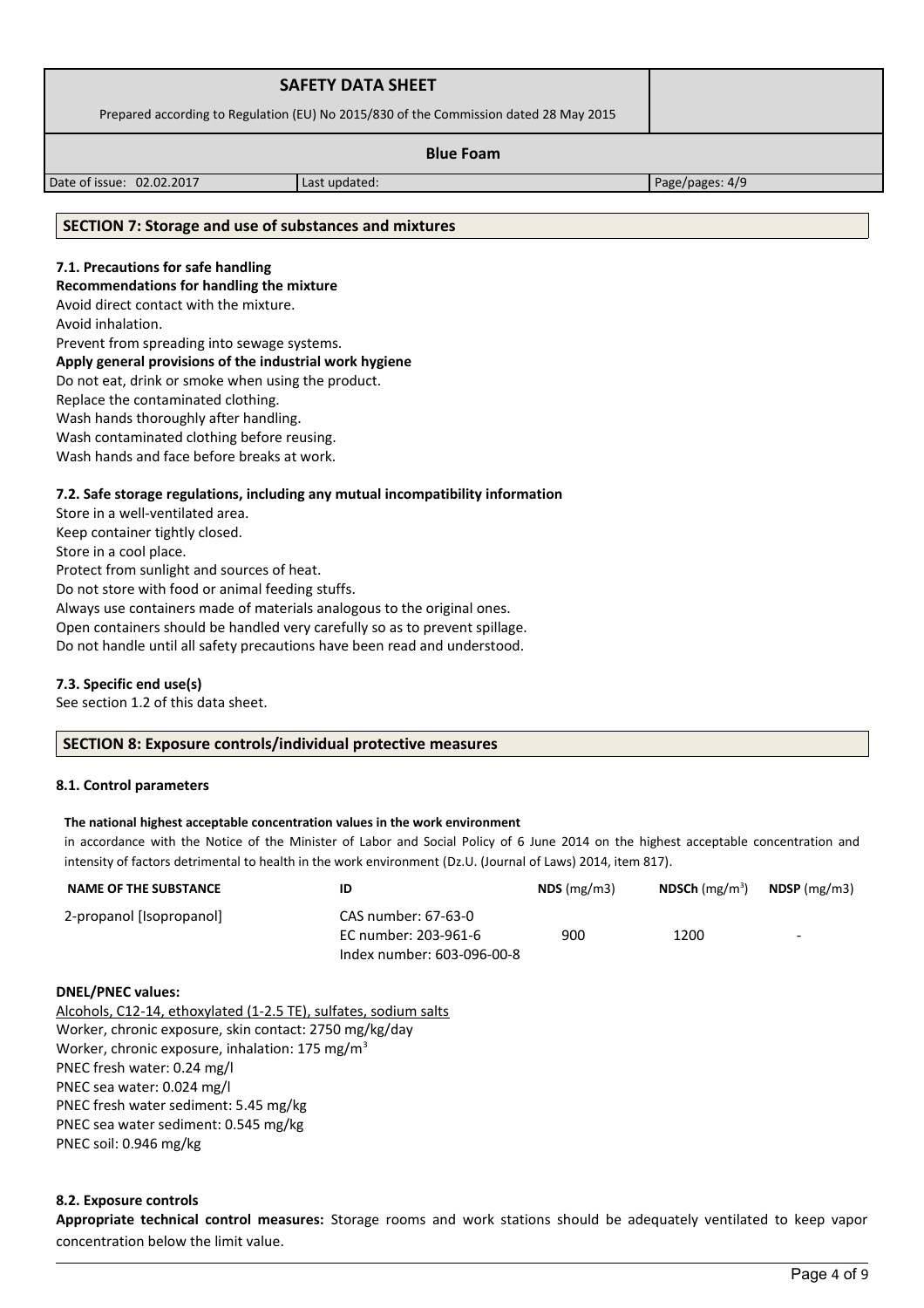## SECTION 7: Storage and use of substances and mixtures

### 7.1. Precautions for safe handling

**Recommendations for handling the mixture**

Avoid direct contact with the mixture.
Avoid inhalation.
Prevent from spreading into sewage systems.

**Apply general provisions of the industrial work hygiene**

Do not eat, drink or smoke when using the product.
Replace the contaminated clothing.
Wash hands thoroughly after handling.
Wash contaminated clothing before reusing.
Wash hands and face before breaks at work.

### 7.2. Safe storage regulations, including any mutual incompatibility information

Store in a well-ventilated area.
Keep container tightly closed.
Store in a cool place.
Protect from sunlight and sources of heat.
Do not store with food or animal feeding stuffs.
Always use containers made of materials analogous to the original ones.
Open containers should be handled very carefully so as to prevent spillage.
Do not handle until all safety precautions have been read and understood.

### 7.3. Specific end use(s)

See section 1.2 of this data sheet.

## SECTION 8: Exposure controls/individual protective measures

### 8.1. Control parameters

**The national highest acceptable concentration values in the work environment**

in accordance with the Notice of the Minister of Labor and Social Policy of 6 June 2014 on the highest acceptable concentration and intensity of factors detrimental to health in the work environment (Dz.U. (Journal of Laws) 2014, item 817).

| NAME OF THE SUBSTANCE | ID | NDS (mg/m3) | NDSCh (mg/m$^3$) | NDSP (mg/m3) |
|---|---|---|---|---|
| 2-propanol [Isopropanol] | CAS number: 67-63-0<br>EC number: 203-961-6<br>Index number: 603-096-00-8 | 900 | 1200 | - |

**DNEL/PNEC values:**

Alcohols, C12-14, ethoxylated (1-2.5 TE), sulfates, sodium salts
Worker, chronic exposure, skin contact: 2750 mg/kg/day
Worker, chronic exposure, inhalation: 175 mg/m$^3$
PNEC fresh water: 0.24 mg/l
PNEC sea water: 0.024 mg/l
PNEC fresh water sediment: 5.45 mg/kg
PNEC sea water sediment: 0.545 mg/kg
PNEC soil: 0.946 mg/kg

### 8.2. Exposure controls

**Appropriate technical control measures:** Storage rooms and work stations should be adequately ventilated to keep vapor concentration below the limit value.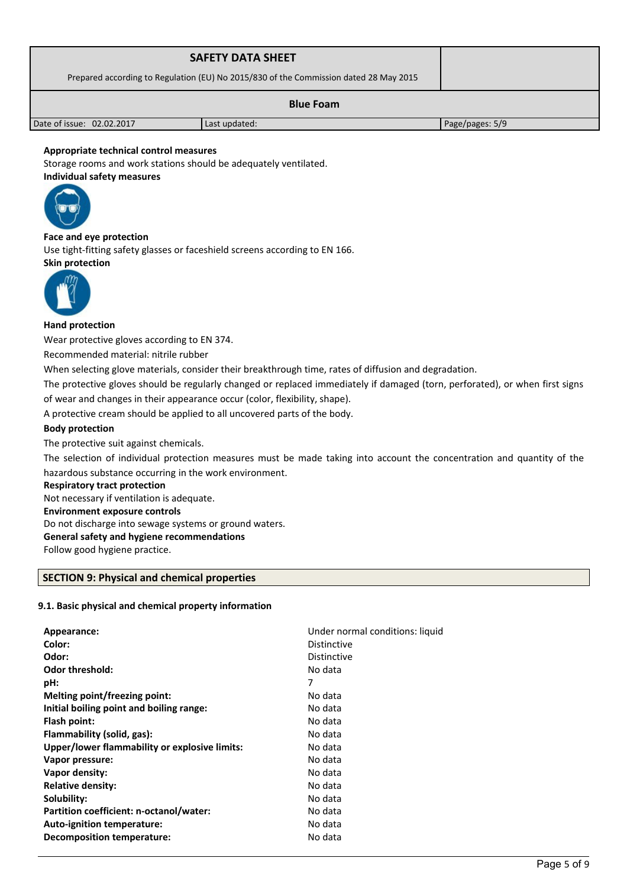**Appropriate technical control measures**

Storage rooms and work stations should be adequately ventilated.

**Individual safety measures**

**Face and eye protection**

Use tight-fitting safety glasses or faceshield screens according to EN 166.

**Skin protection**

**Hand protection**

Wear protective gloves according to EN 374.

Recommended material: nitrile rubber

When selecting glove materials, consider their breakthrough time, rates of diffusion and degradation.

The protective gloves should be regularly changed or replaced immediately if damaged (torn, perforated), or when first signs of wear and changes in their appearance occur (color, flexibility, shape).

A protective cream should be applied to all uncovered parts of the body.

**Body protection**

The protective suit against chemicals.

The selection of individual protection measures must be made taking into account the concentration and quantity of the hazardous substance occurring in the work environment.

**Respiratory tract protection**

Not necessary if ventilation is adequate.

**Environment exposure controls**

Do not discharge into sewage systems or ground waters.

**General safety and hygiene recommendations**

Follow good hygiene practice.

## SECTION 9: Physical and chemical properties

### 9.1. Basic physical and chemical property information

| | |
|---|---|
| **Appearance:** | Under normal conditions: liquid |
| **Color:** | Distinctive |
| **Odor:** | Distinctive |
| **Odor threshold:** | No data |
| **pH:** | 7 |
| **Melting point/freezing point:** | No data |
| **Initial boiling point and boiling range:** | No data |
| **Flash point:** | No data |
| **Flammability (solid, gas):** | No data |
| **Upper/lower flammability or explosive limits:** | No data |
| **Vapor pressure:** | No data |
| **Vapor density:** | No data |
| **Relative density:** | No data |
| **Solubility:** | No data |
| **Partition coefficient: n-octanol/water:** | No data |
| **Auto-ignition temperature:** | No data |
| **Decomposition temperature:** | No data |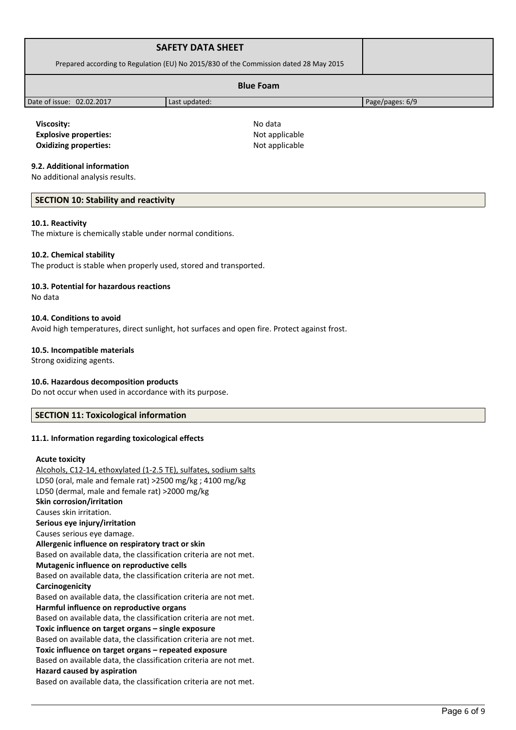**Viscosity:** No data
**Explosive properties:** Not applicable
**Oxidizing properties:** Not applicable

### 9.2. Additional information

No additional analysis results.

## SECTION 10: Stability and reactivity

### 10.1. Reactivity

The mixture is chemically stable under normal conditions.

### 10.2. Chemical stability

The product is stable when properly used, stored and transported.

### 10.3. Potential for hazardous reactions

No data

### 10.4. Conditions to avoid

Avoid high temperatures, direct sunlight, hot surfaces and open fire. Protect against frost.

### 10.5. Incompatible materials

Strong oxidizing agents.

### 10.6. Hazardous decomposition products

Do not occur when used in accordance with its purpose.

## SECTION 11: Toxicological information

### 11.1. Information regarding toxicological effects

**Acute toxicity**

Alcohols, C12-14, ethoxylated (1-2.5 TE), sulfates, sodium salts
LD50 (oral, male and female rat) >2500 mg/kg ; 4100 mg/kg
LD50 (dermal, male and female rat) >2000 mg/kg

**Skin corrosion/irritation**

Causes skin irritation.

**Serious eye injury/irritation**

Causes serious eye damage.

**Allergenic influence on respiratory tract or skin**

Based on available data, the classification criteria are not met.

**Mutagenic influence on reproductive cells**

Based on available data, the classification criteria are not met.

**Carcinogenicity**

Based on available data, the classification criteria are not met.

**Harmful influence on reproductive organs**

Based on available data, the classification criteria are not met.

**Toxic influence on target organs – single exposure**

Based on available data, the classification criteria are not met.

**Toxic influence on target organs – repeated exposure**

Based on available data, the classification criteria are not met.

**Hazard caused by aspiration**

Based on available data, the classification criteria are not met.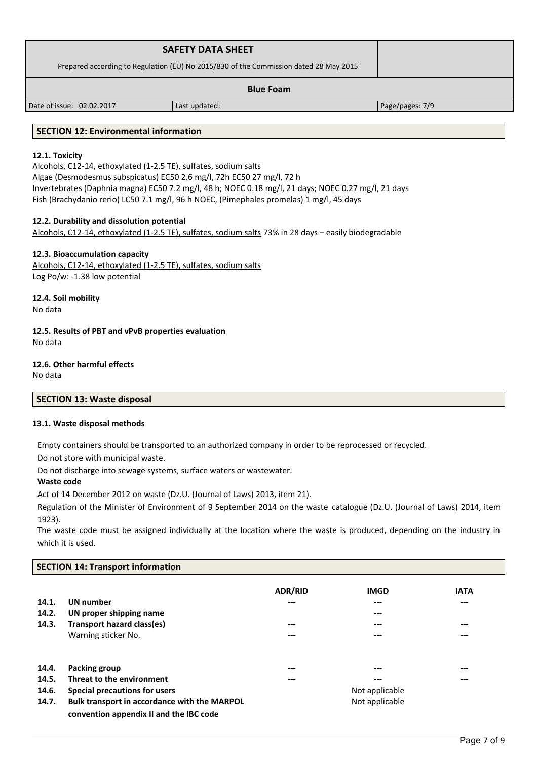## SECTION 12: Environmental information

### 12.1. Toxicity

Alcohols, C12-14, ethoxylated (1-2.5 TE), sulfates, sodium salts
Algae (Desmodesmus subspicatus) EC50 2.6 mg/l, 72h EC50 27 mg/l, 72 h
Invertebrates (Daphnia magna) EC50 7.2 mg/l, 48 h; NOEC 0.18 mg/l, 21 days; NOEC 0.27 mg/l, 21 days
Fish (Brachydanio rerio) LC50 7.1 mg/l, 96 h NOEC, (Pimephales promelas) 1 mg/l, 45 days

### 12.2. Durability and dissolution potential

Alcohols, C12-14, ethoxylated (1-2.5 TE), sulfates, sodium salts 73% in 28 days – easily biodegradable

### 12.3. Bioaccumulation capacity

Alcohols, C12-14, ethoxylated (1-2.5 TE), sulfates, sodium salts
Log Po/w: -1.38 low potential

### 12.4. Soil mobility

No data

### 12.5. Results of PBT and vPvB properties evaluation

No data

### 12.6. Other harmful effects

No data

## SECTION 13: Waste disposal

### 13.1. Waste disposal methods

Empty containers should be transported to an authorized company in order to be reprocessed or recycled.

Do not store with municipal waste.

Do not discharge into sewage systems, surface waters or wastewater.

**Waste code**

Act of 14 December 2012 on waste (Dz.U. (Journal of Laws) 2013, item 21).

Regulation of the Minister of Environment of 9 September 2014 on the waste catalogue (Dz.U. (Journal of Laws) 2014, item 1923).

The waste code must be assigned individually at the location where the waste is produced, depending on the industry in which it is used.

## SECTION 14: Transport information

| | | ADR/RID | IMGD | IATA |
|---|---|---|---|---|
| 14.1. | **UN number** | --- | --- | --- |
| 14.2. | **UN proper shipping name** | | --- | |
| 14.3. | **Transport hazard class(es)** | --- | --- | --- |
| | Warning sticker No. | --- | --- | --- |
| 14.4. | **Packing group** | --- | --- | --- |
| 14.5. | **Threat to the environment** | --- | --- | --- |
| 14.6. | **Special precautions for users** | | Not applicable | |
| 14.7. | **Bulk transport in accordance with the MARPOL convention appendix II and the IBC code** | | Not applicable | |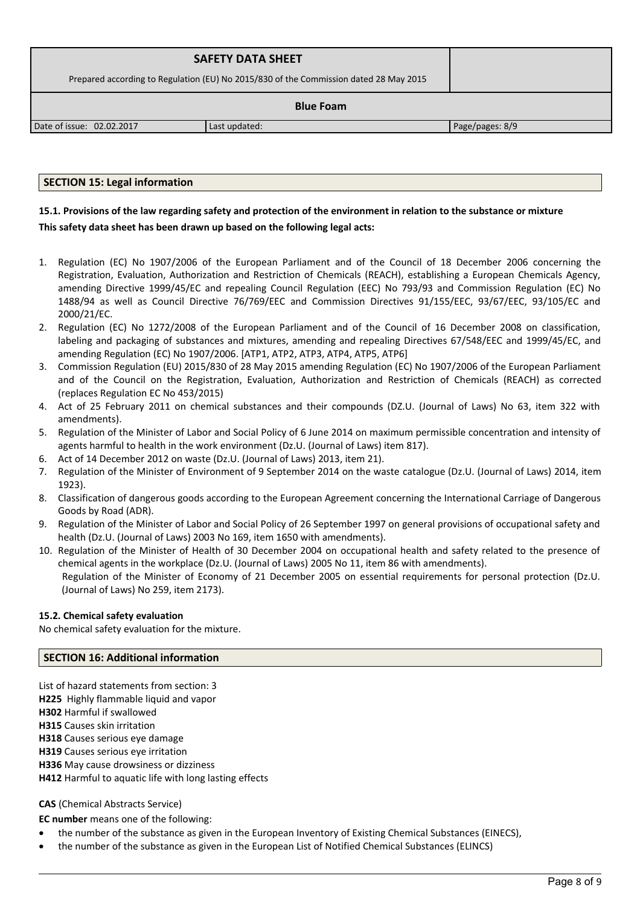## SECTION 15: Legal information

**15.1. Provisions of the law regarding safety and protection of the environment in relation to the substance or mixture**

**This safety data sheet has been drawn up based on the following legal acts:**

1. Regulation (EC) No 1907/2006 of the European Parliament and of the Council of 18 December 2006 concerning the Registration, Evaluation, Authorization and Restriction of Chemicals (REACH), establishing a European Chemicals Agency, amending Directive 1999/45/EC and repealing Council Regulation (EEC) No 793/93 and Commission Regulation (EC) No 1488/94 as well as Council Directive 76/769/EEC and Commission Directives 91/155/EEC, 93/67/EEC, 93/105/EC and 2000/21/EC.
2. Regulation (EC) No 1272/2008 of the European Parliament and of the Council of 16 December 2008 on classification, labeling and packaging of substances and mixtures, amending and repealing Directives 67/548/EEC and 1999/45/EC, and amending Regulation (EC) No 1907/2006. [ATP1, ATP2, ATP3, ATP4, ATP5, ATP6]
3. Commission Regulation (EU) 2015/830 of 28 May 2015 amending Regulation (EC) No 1907/2006 of the European Parliament and of the Council on the Registration, Evaluation, Authorization and Restriction of Chemicals (REACH) as corrected (replaces Regulation EC No 453/2015)
4. Act of 25 February 2011 on chemical substances and their compounds (DZ.U. (Journal of Laws) No 63, item 322 with amendments).
5. Regulation of the Minister of Labor and Social Policy of 6 June 2014 on maximum permissible concentration and intensity of agents harmful to health in the work environment (Dz.U. (Journal of Laws) item 817).
6. Act of 14 December 2012 on waste (Dz.U. (Journal of Laws) 2013, item 21).
7. Regulation of the Minister of Environment of 9 September 2014 on the waste catalogue (Dz.U. (Journal of Laws) 2014, item 1923).
8. Classification of dangerous goods according to the European Agreement concerning the International Carriage of Dangerous Goods by Road (ADR).
9. Regulation of the Minister of Labor and Social Policy of 26 September 1997 on general provisions of occupational safety and health (Dz.U. (Journal of Laws) 2003 No 169, item 1650 with amendments).
10. Regulation of the Minister of Health of 30 December 2004 on occupational health and safety related to the presence of chemical agents in the workplace (Dz.U. (Journal of Laws) 2005 No 11, item 86 with amendments).
    Regulation of the Minister of Economy of 21 December 2005 on essential requirements for personal protection (Dz.U. (Journal of Laws) No 259, item 2173).

**15.2. Chemical safety evaluation**

No chemical safety evaluation for the mixture.

## SECTION 16: Additional information

List of hazard statements from section: 3

**H225** Highly flammable liquid and vapor
**H302** Harmful if swallowed
**H315** Causes skin irritation
**H318** Causes serious eye damage
**H319** Causes serious eye irritation
**H336** May cause drowsiness or dizziness
**H412** Harmful to aquatic life with long lasting effects

**CAS** (Chemical Abstracts Service)

**EC number** means one of the following:

- the number of the substance as given in the European Inventory of Existing Chemical Substances (EINECS),
- the number of the substance as given in the European List of Notified Chemical Substances (ELINCS)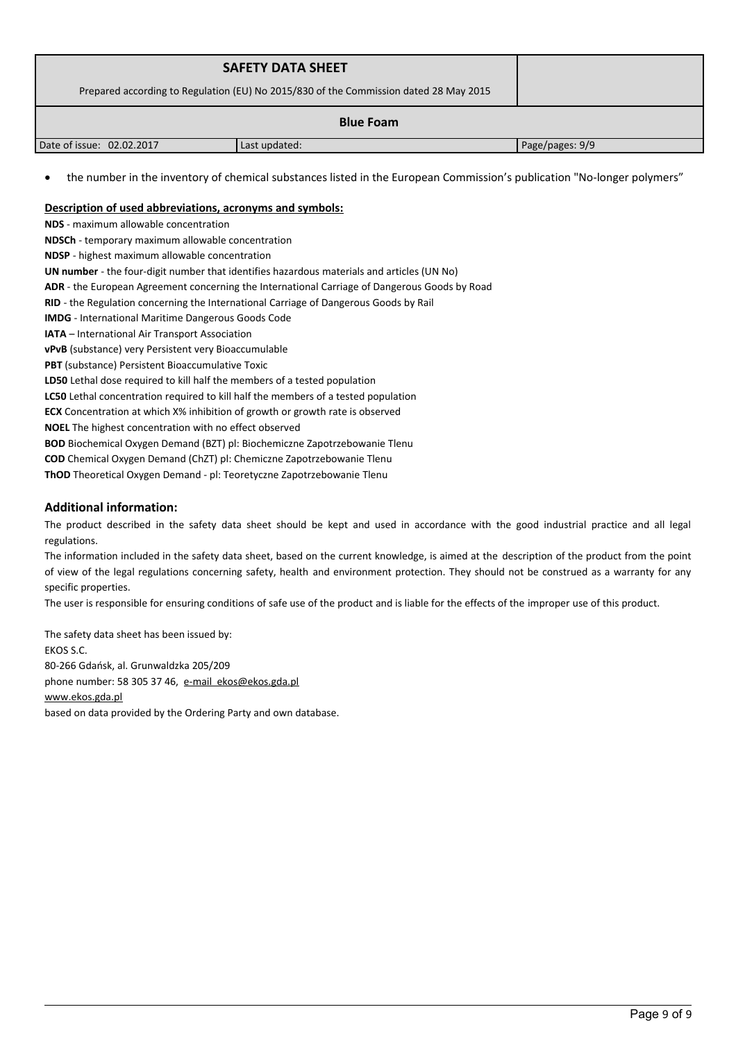- the number in the inventory of chemical substances listed in the European Commission's publication "No-longer polymers"

**Description of used abbreviations, acronyms and symbols:**

**NDS** - maximum allowable concentration
**NDSCh** - temporary maximum allowable concentration
**NDSP** - highest maximum allowable concentration
**UN number** - the four-digit number that identifies hazardous materials and articles (UN No)
**ADR** - the European Agreement concerning the International Carriage of Dangerous Goods by Road
**RID** - the Regulation concerning the International Carriage of Dangerous Goods by Rail
**IMDG** - International Maritime Dangerous Goods Code
**IATA** – International Air Transport Association
**vPvB** (substance) very Persistent very Bioaccumulable
**PBT** (substance) Persistent Bioaccumulative Toxic
**LD50** Lethal dose required to kill half the members of a tested population
**LC50** Lethal concentration required to kill half the members of a tested population
**ECX** Concentration at which X% inhibition of growth or growth rate is observed
**NOEL** The highest concentration with no effect observed
**BOD** Biochemical Oxygen Demand (BZT) pl: Biochemiczne Zapotrzebowanie Tlenu
**COD** Chemical Oxygen Demand (ChZT) pl: Chemiczne Zapotrzebowanie Tlenu
**ThOD** Theoretical Oxygen Demand - pl: Teoretyczne Zapotrzebowanie Tlenu

## Additional information:

The product described in the safety data sheet should be kept and used in accordance with the good industrial practice and all legal regulations.

The information included in the safety data sheet, based on the current knowledge, is aimed at the description of the product from the point of view of the legal regulations concerning safety, health and environment protection. They should not be construed as a warranty for any specific properties.

The user is responsible for ensuring conditions of safe use of the product and is liable for the effects of the improper use of this product.

The safety data sheet has been issued by:
EKOS S.C.
80-266 Gdańsk, al. Grunwaldzka 205/209
phone number: 58 305 37 46, e-mail ekos@ekos.gda.pl
www.ekos.gda.pl
based on data provided by the Ordering Party and own database.